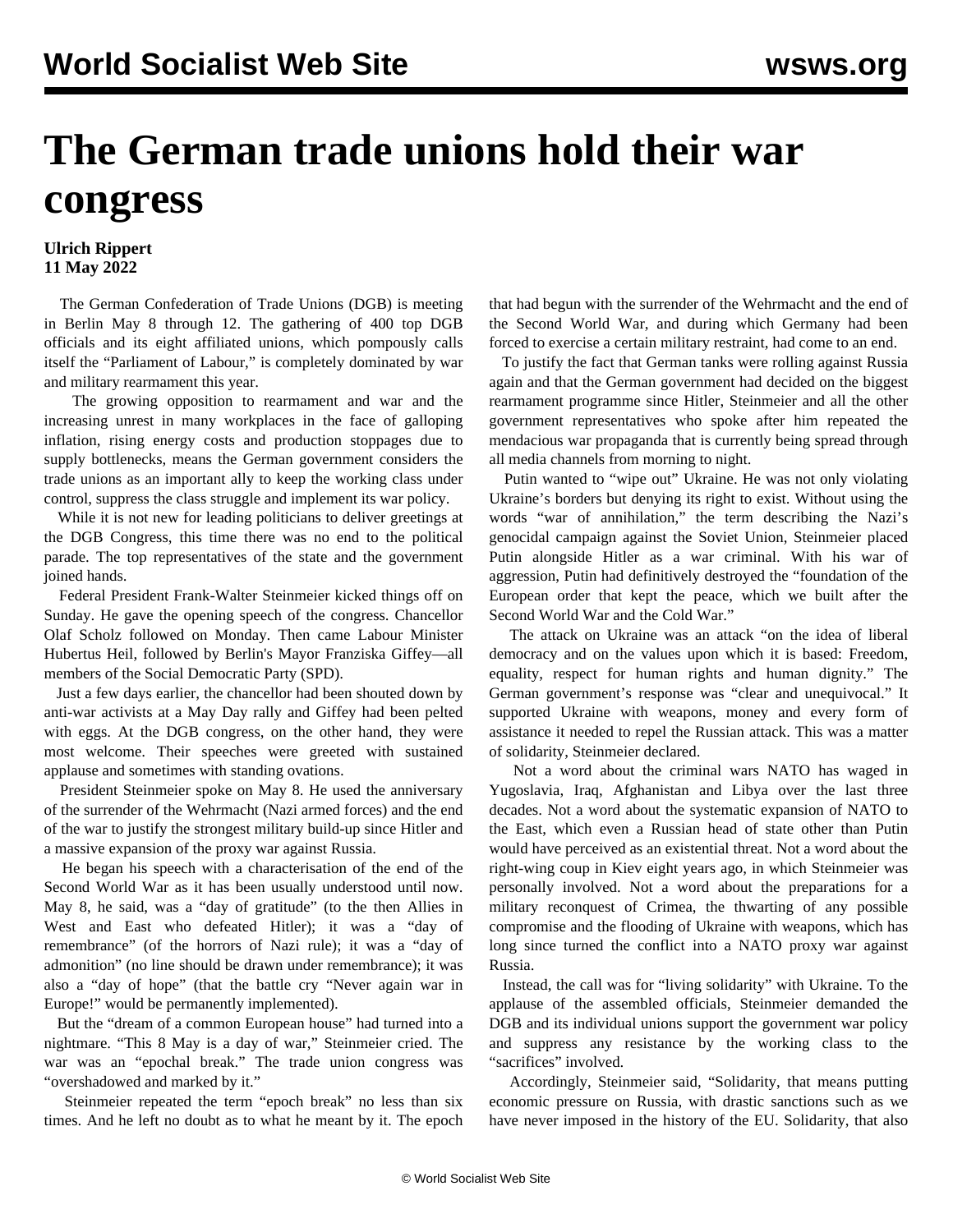World Socialist Web Site wsws.org

# The German trade unions hold their war congress

**Ulrich Rippert**
**11 May 2022**

The German Confederation of Trade Unions (DGB) is meeting in Berlin May 8 through 12. The gathering of 400 top DGB officials and its eight affiliated unions, which pompously calls itself the "Parliament of Labour," is completely dominated by war and military rearmament this year.

The growing opposition to rearmament and war and the increasing unrest in many workplaces in the face of galloping inflation, rising energy costs and production stoppages due to supply bottlenecks, means the German government considers the trade unions as an important ally to keep the working class under control, suppress the class struggle and implement its war policy.

While it is not new for leading politicians to deliver greetings at the DGB Congress, this time there was no end to the political parade. The top representatives of the state and the government joined hands.

Federal President Frank-Walter Steinmeier kicked things off on Sunday. He gave the opening speech of the congress. Chancellor Olaf Scholz followed on Monday. Then came Labour Minister Hubertus Heil, followed by Berlin's Mayor Franziska Giffey—all members of the Social Democratic Party (SPD).

Just a few days earlier, the chancellor had been shouted down by anti-war activists at a May Day rally and Giffey had been pelted with eggs. At the DGB congress, on the other hand, they were most welcome. Their speeches were greeted with sustained applause and sometimes with standing ovations.

President Steinmeier spoke on May 8. He used the anniversary of the surrender of the Wehrmacht (Nazi armed forces) and the end of the war to justify the strongest military build-up since Hitler and a massive expansion of the proxy war against Russia.

He began his speech with a characterisation of the end of the Second World War as it has been usually understood until now. May 8, he said, was a "day of gratitude" (to the then Allies in West and East who defeated Hitler); it was a "day of remembrance" (of the horrors of Nazi rule); it was a "day of admonition" (no line should be drawn under remembrance); it was also a "day of hope" (that the battle cry "Never again war in Europe!" would be permanently implemented).

But the "dream of a common European house" had turned into a nightmare. "This 8 May is a day of war," Steinmeier cried. The war was an "epochal break." The trade union congress was "overshadowed and marked by it."

Steinmeier repeated the term "epoch break" no less than six times. And he left no doubt as to what he meant by it. The epoch that had begun with the surrender of the Wehrmacht and the end of the Second World War, and during which Germany had been forced to exercise a certain military restraint, had come to an end.

To justify the fact that German tanks were rolling against Russia again and that the German government had decided on the biggest rearmament programme since Hitler, Steinmeier and all the other government representatives who spoke after him repeated the mendacious war propaganda that is currently being spread through all media channels from morning to night.

Putin wanted to "wipe out" Ukraine. He was not only violating Ukraine's borders but denying its right to exist. Without using the words "war of annihilation," the term describing the Nazi's genocidal campaign against the Soviet Union, Steinmeier placed Putin alongside Hitler as a war criminal. With his war of aggression, Putin had definitively destroyed the "foundation of the European order that kept the peace, which we built after the Second World War and the Cold War."

The attack on Ukraine was an attack "on the idea of liberal democracy and on the values upon which it is based: Freedom, equality, respect for human rights and human dignity." The German government's response was "clear and unequivocal." It supported Ukraine with weapons, money and every form of assistance it needed to repel the Russian attack. This was a matter of solidarity, Steinmeier declared.

Not a word about the criminal wars NATO has waged in Yugoslavia, Iraq, Afghanistan and Libya over the last three decades. Not a word about the systematic expansion of NATO to the East, which even a Russian head of state other than Putin would have perceived as an existential threat. Not a word about the right-wing coup in Kiev eight years ago, in which Steinmeier was personally involved. Not a word about the preparations for a military reconquest of Crimea, the thwarting of any possible compromise and the flooding of Ukraine with weapons, which has long since turned the conflict into a NATO proxy war against Russia.

Instead, the call was for "living solidarity" with Ukraine. To the applause of the assembled officials, Steinmeier demanded the DGB and its individual unions support the government war policy and suppress any resistance by the working class to the "sacrifices" involved.

Accordingly, Steinmeier said, "Solidarity, that means putting economic pressure on Russia, with drastic sanctions such as we have never imposed in the history of the EU. Solidarity, that also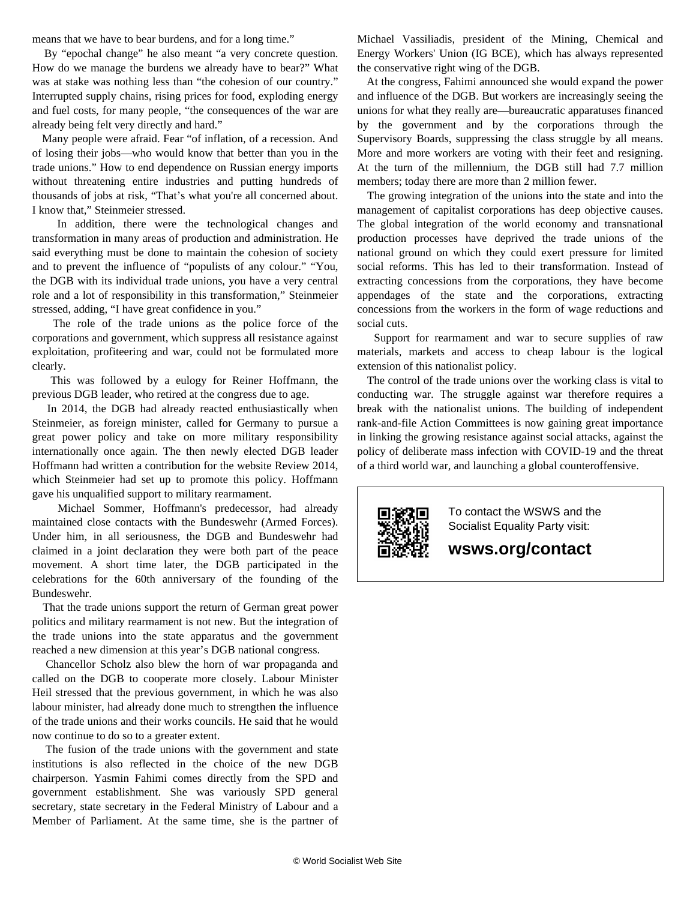means that we have to bear burdens, and for a long time."

By "epochal change" he also meant "a very concrete question. How do we manage the burdens we already have to bear?" What was at stake was nothing less than "the cohesion of our country." Interrupted supply chains, rising prices for food, exploding energy and fuel costs, for many people, "the consequences of the war are already being felt very directly and hard."

Many people were afraid. Fear "of inflation, of a recession. And of losing their jobs—who would know that better than you in the trade unions." How to end dependence on Russian energy imports without threatening entire industries and putting hundreds of thousands of jobs at risk, "That's what you're all concerned about. I know that," Steinmeier stressed.

In addition, there were the technological changes and transformation in many areas of production and administration. He said everything must be done to maintain the cohesion of society and to prevent the influence of "populists of any colour." "You, the DGB with its individual trade unions, you have a very central role and a lot of responsibility in this transformation," Steinmeier stressed, adding, "I have great confidence in you."

The role of the trade unions as the police force of the corporations and government, which suppress all resistance against exploitation, profiteering and war, could not be formulated more clearly.

This was followed by a eulogy for Reiner Hoffmann, the previous DGB leader, who retired at the congress due to age.

In 2014, the DGB had already reacted enthusiastically when Steinmeier, as foreign minister, called for Germany to pursue a great power policy and take on more military responsibility internationally once again. The then newly elected DGB leader Hoffmann had written a contribution for the website Review 2014, which Steinmeier had set up to promote this policy. Hoffmann gave his unqualified support to military rearmament.

Michael Sommer, Hoffmann's predecessor, had already maintained close contacts with the Bundeswehr (Armed Forces). Under him, in all seriousness, the DGB and Bundeswehr had claimed in a joint declaration they were both part of the peace movement. A short time later, the DGB participated in the celebrations for the 60th anniversary of the founding of the Bundeswehr.

That the trade unions support the return of German great power politics and military rearmament is not new. But the integration of the trade unions into the state apparatus and the government reached a new dimension at this year's DGB national congress.

Chancellor Scholz also blew the horn of war propaganda and called on the DGB to cooperate more closely. Labour Minister Heil stressed that the previous government, in which he was also labour minister, had already done much to strengthen the influence of the trade unions and their works councils. He said that he would now continue to do so to a greater extent.

The fusion of the trade unions with the government and state institutions is also reflected in the choice of the new DGB chairperson. Yasmin Fahimi comes directly from the SPD and government establishment. She was variously SPD general secretary, state secretary in the Federal Ministry of Labour and a Member of Parliament. At the same time, she is the partner of Michael Vassiliadis, president of the Mining, Chemical and Energy Workers' Union (IG BCE), which has always represented the conservative right wing of the DGB.

At the congress, Fahimi announced she would expand the power and influence of the DGB. But workers are increasingly seeing the unions for what they really are—bureaucratic apparatuses financed by the government and by the corporations through the Supervisory Boards, suppressing the class struggle by all means. More and more workers are voting with their feet and resigning. At the turn of the millennium, the DGB still had 7.7 million members; today there are more than 2 million fewer.

The growing integration of the unions into the state and into the management of capitalist corporations has deep objective causes. The global integration of the world economy and transnational production processes have deprived the trade unions of the national ground on which they could exert pressure for limited social reforms. This has led to their transformation. Instead of extracting concessions from the corporations, they have become appendages of the state and the corporations, extracting concessions from the workers in the form of wage reductions and social cuts.

Support for rearmament and war to secure supplies of raw materials, markets and access to cheap labour is the logical extension of this nationalist policy.

The control of the trade unions over the working class is vital to conducting war. The struggle against war therefore requires a break with the nationalist unions. The building of independent rank-and-file Action Committees is now gaining great importance in linking the growing resistance against social attacks, against the policy of deliberate mass infection with COVID-19 and the threat of a third world war, and launching a global counteroffensive.

To contact the WSWS and the Socialist Equality Party visit:

**wsws.org/contact**